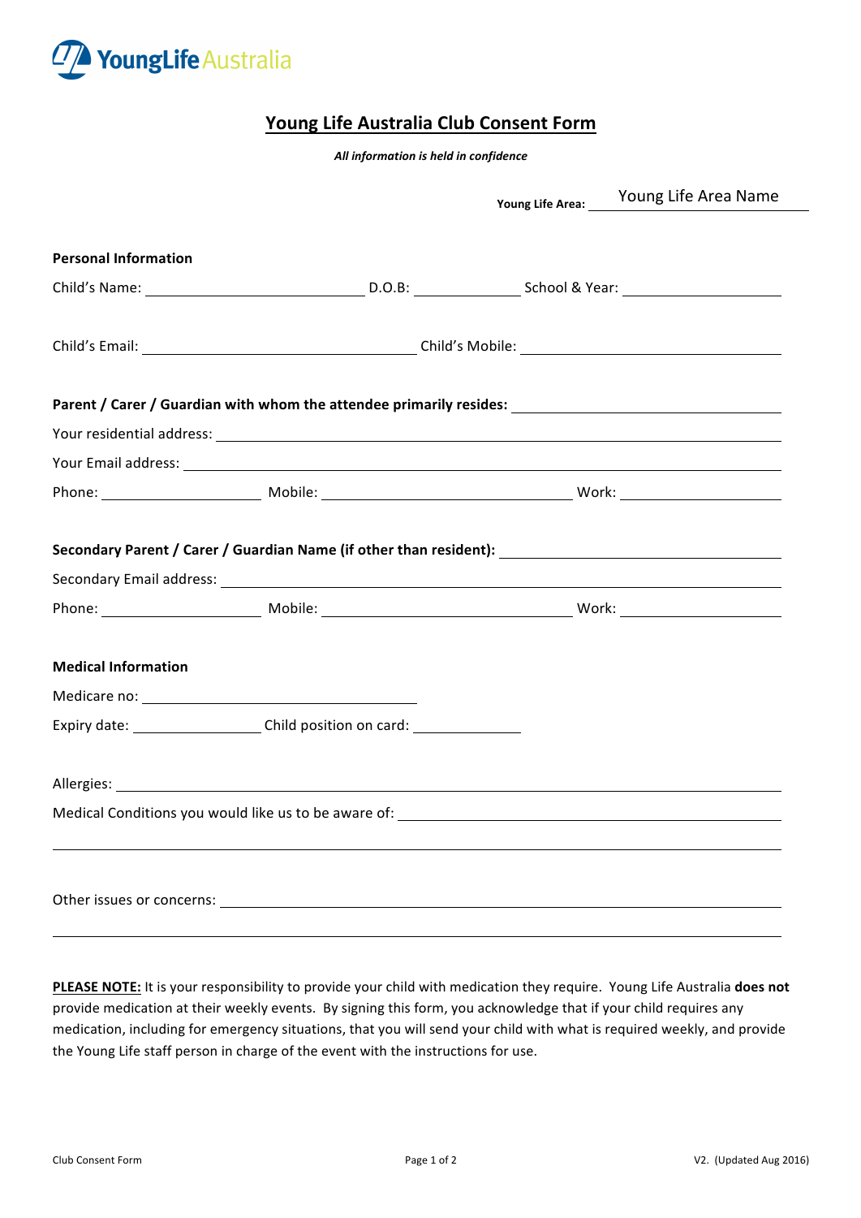YoungLife Australia

# Young Life Australia Club Consent Form

***All information is held in confidence***

**Young Life Area:** Young Life Area Name

**Personal Information**

Child's Name: ______________________ D.O.B: ____________ School & Year: ________________

Child's Email: ____________________________ Child's Mobile: ____________________________

**Parent / Carer / Guardian with whom the attendee primarily resides:** ____________________________

Your residential address: ____________________________________________________________

Your Email address: ________________________________________________________________

Phone: ________________ Mobile: __________________________ Work: ________________

**Secondary Parent / Carer / Guardian Name (if other than resident):** ____________________________

Secondary Email address: ____________________________________________________________

Phone: ________________ Mobile: __________________________ Work: ________________

**Medical Information**

Medicare no: ____________________________

Expiry date: ______________ Child position on card: ____________

Allergies: ______________________________________________________________________

Medical Conditions you would like us to be aware of: ______________________________________

__________________________________________________________________________________

Other issues or concerns: ____________________________________________________________

__________________________________________________________________________________

**PLEASE NOTE:** It is your responsibility to provide your child with medication they require. Young Life Australia **does not** provide medication at their weekly events. By signing this form, you acknowledge that if your child requires any medication, including for emergency situations, that you will send your child with what is required weekly, and provide the Young Life staff person in charge of the event with the instructions for use.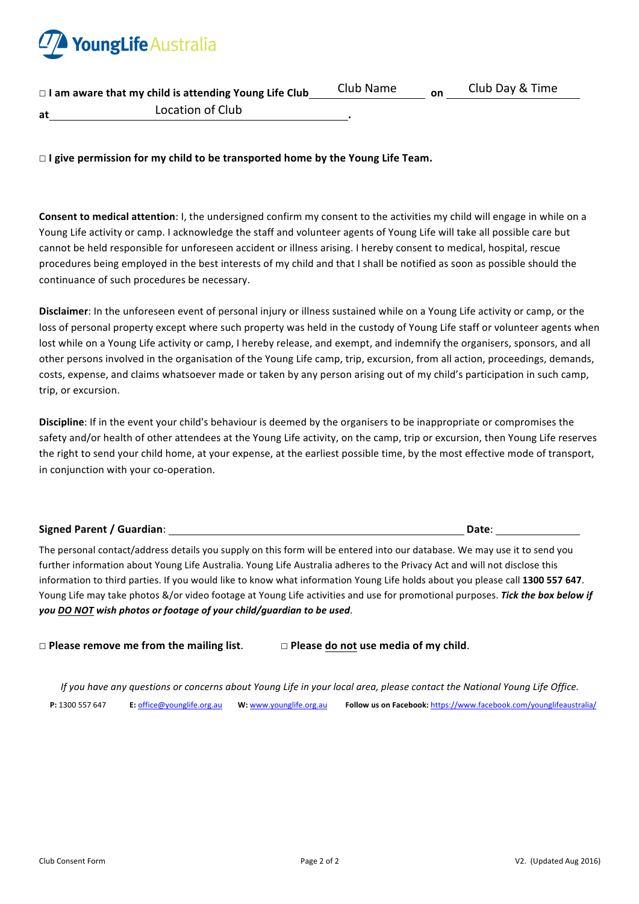YoungLife Australia

□ **I am aware that my child is attending Young Life Club** Club Name **on** Club Day & Time **at** Location of Club **.**

□ **I give permission for my child to be transported home by the Young Life Team.**

**Consent to medical attention**: I, the undersigned confirm my consent to the activities my child will engage in while on a Young Life activity or camp. I acknowledge the staff and volunteer agents of Young Life will take all possible care but cannot be held responsible for unforeseen accident or illness arising. I hereby consent to medical, hospital, rescue procedures being employed in the best interests of my child and that I shall be notified as soon as possible should the continuance of such procedures be necessary.

**Disclaimer**: In the unforeseen event of personal injury or illness sustained while on a Young Life activity or camp, or the loss of personal property except where such property was held in the custody of Young Life staff or volunteer agents when lost while on a Young Life activity or camp, I hereby release, and exempt, and indemnify the organisers, sponsors, and all other persons involved in the organisation of the Young Life camp, trip, excursion, from all action, proceedings, demands, costs, expense, and claims whatsoever made or taken by any person arising out of my child's participation in such camp, trip, or excursion.

**Discipline**: If in the event your child's behaviour is deemed by the organisers to be inappropriate or compromises the safety and/or health of other attendees at the Young Life activity, on the camp, trip or excursion, then Young Life reserves the right to send your child home, at your expense, at the earliest possible time, by the most effective mode of transport, in conjunction with your co-operation.

**Signed Parent / Guardian**: ______________________________ **Date**: ____________

The personal contact/address details you supply on this form will be entered into our database. We may use it to send you further information about Young Life Australia. Young Life Australia adheres to the Privacy Act and will not disclose this information to third parties. If you would like to know what information Young Life holds about you please call **1300 557 647**. Young Life may take photos &/or video footage at Young Life activities and use for promotional purposes. ***Tick the box below if you DO NOT wish photos or footage of your child/guardian to be used***.

□ **Please remove me from the mailing list**. □ **Please do not use media of my child**.

*If you have any questions or concerns about Young Life in your local area, please contact the National Young Life Office.*

**P:** 1300 557 647 **E:** office@younglife.org.au **W:** www.younglife.org.au **Follow us on Facebook:** https://www.facebook.com/younglifeaustralia/

Club Consent Form V2. (Updated Aug 2016)